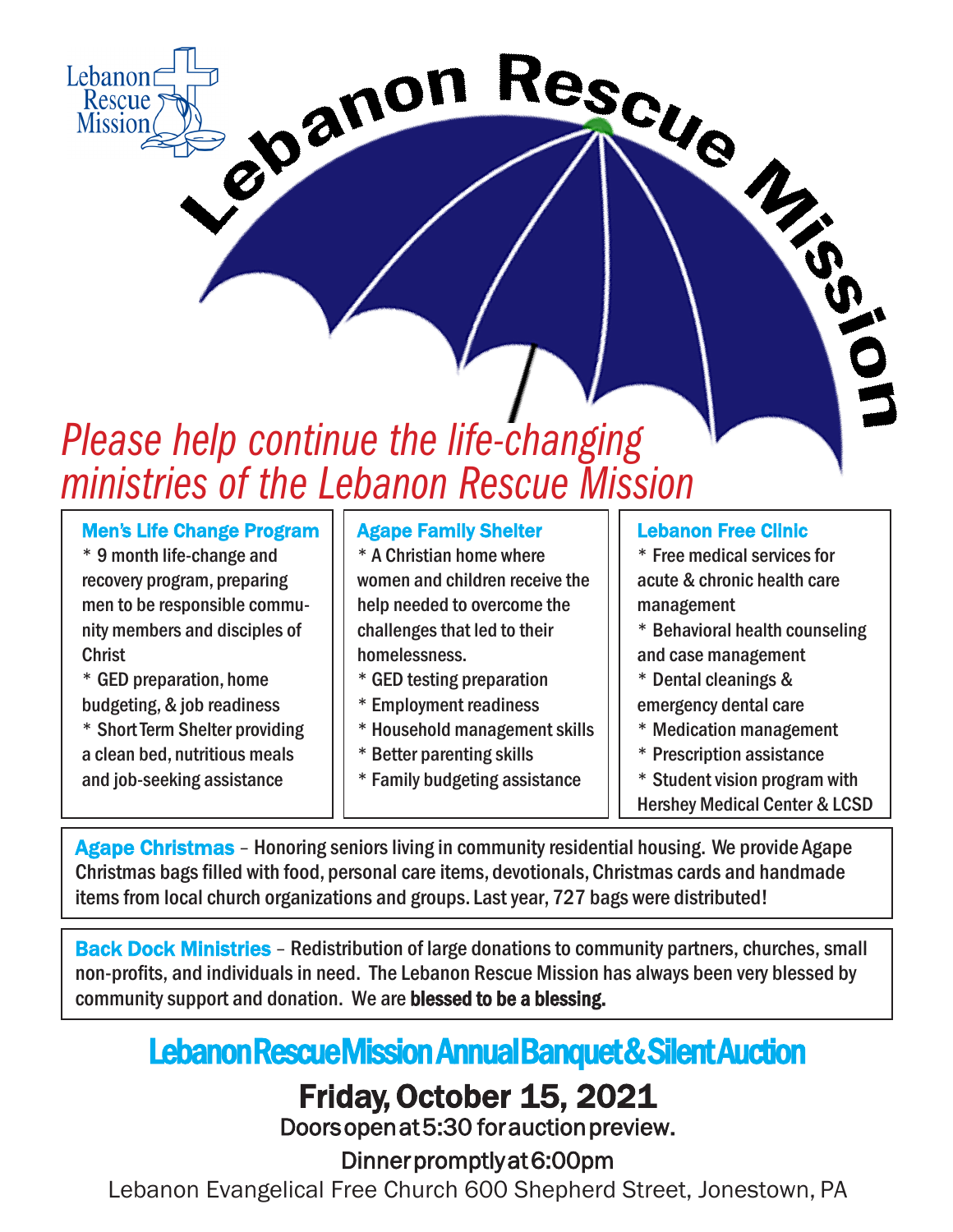Lebanon Rescue Mission

# Lebanon Rescue Mission

*Please help continue the life-changing ministries of the Lebanon Rescue Mission*

### Men's Life Change Program

* 9 month life-change and recovery program, preparing men to be responsible community members and disciples of Christ
* GED preparation, home budgeting, & job readiness
* Short Term Shelter providing a clean bed, nutritious meals and job-seeking assistance

### Agape Family Shelter

* A Christian home where women and children receive the help needed to overcome the challenges that led to their homelessness.
* GED testing preparation
* Employment readiness
* Household management skills
* Better parenting skills
* Family budgeting assistance

### Lebanon Free Clinic

* Free medical services for acute & chronic health care management
* Behavioral health counseling and case management
* Dental cleanings & emergency dental care
* Medication management
* Prescription assistance
* Student vision program with Hershey Medical Center & LCSD

**Agape Christmas** – Honoring seniors living in community residential housing. We provide Agape Christmas bags filled with food, personal care items, devotionals, Christmas cards and handmade items from local church organizations and groups. Last year, 727 bags were distributed!

**Back Dock Ministries** – Redistribution of large donations to community partners, churches, small non-profits, and individuals in need. The Lebanon Rescue Mission has always been very blessed by community support and donation. We are **blessed to be a blessing.**

## Lebanon Rescue Mission Annual Banquet & Silent Auction

### Friday, October 15, 2021

Doors open at 5:30 for auction preview.

Dinner promptly at 6:00pm

Lebanon Evangelical Free Church 600 Shepherd Street, Jonestown, PA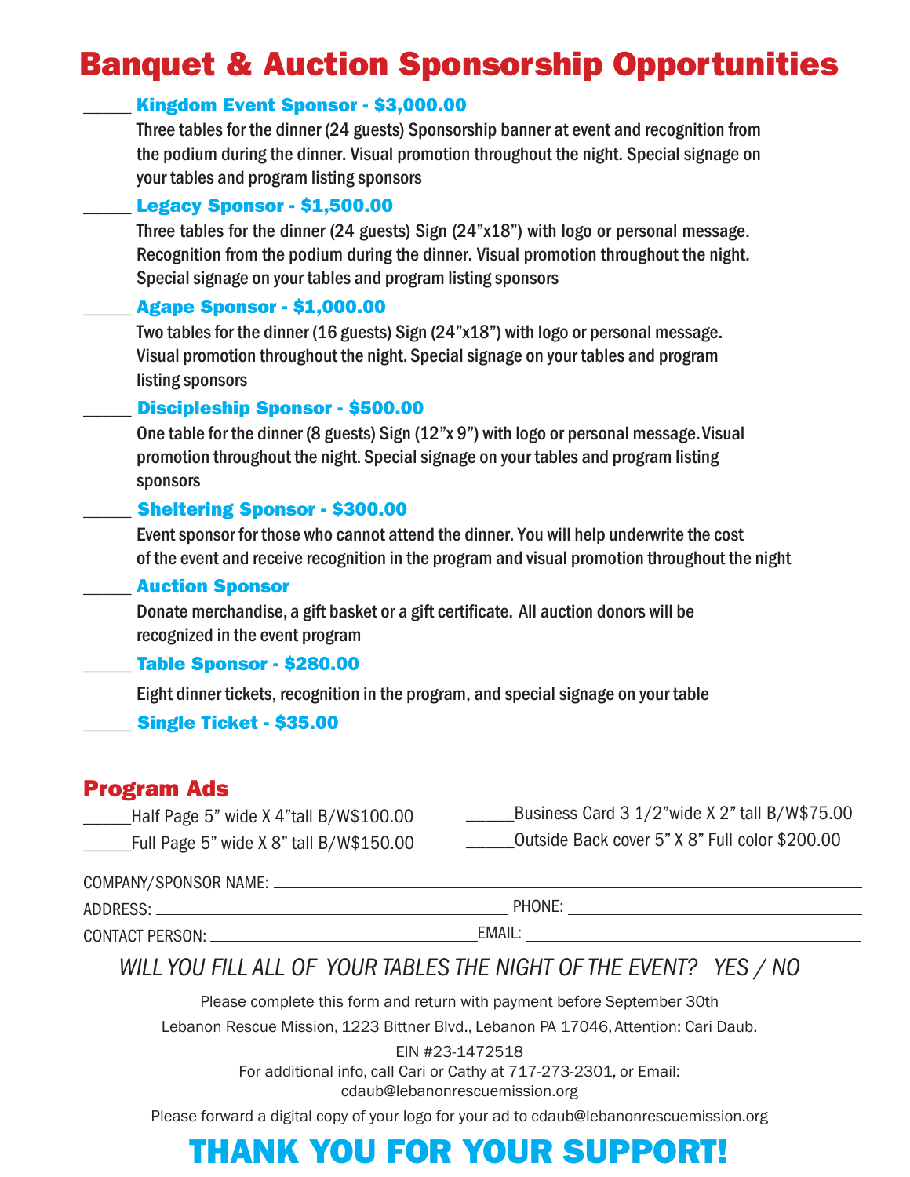# Banquet & Auction Sponsorship Opportunities

_____ **Kingdom Event Sponsor - $3,000.00**

Three tables for the dinner (24 guests) Sponsorship banner at event and recognition from the podium during the dinner. Visual promotion throughout the night. Special signage on your tables and program listing sponsors

_____ **Legacy Sponsor - $1,500.00**

Three tables for the dinner (24 guests) Sign (24"x18") with logo or personal message. Recognition from the podium during the dinner. Visual promotion throughout the night. Special signage on your tables and program listing sponsors

_____ **Agape Sponsor - $1,000.00**

Two tables for the dinner (16 guests) Sign (24"x18") with logo or personal message. Visual promotion throughout the night. Special signage on your tables and program listing sponsors

_____ **Discipleship Sponsor - $500.00**

One table for the dinner (8 guests) Sign (12"x 9") with logo or personal message. Visual promotion throughout the night. Special signage on your tables and program listing sponsors

_____ **Sheltering Sponsor - $300.00**

Event sponsor for those who cannot attend the dinner. You will help underwrite the cost of the event and receive recognition in the program and visual promotion throughout the night

_____ **Auction Sponsor**

Donate merchandise, a gift basket or a gift certificate. All auction donors will be recognized in the event program

_____ **Table Sponsor - $280.00**

Eight dinner tickets, recognition in the program, and special signage on your table

_____ **Single Ticket - $35.00**

## Program Ads

_____Half Page 5" wide X 4"tall B/W$100.00

_____Full Page 5" wide X 8" tall B/W$150.00

_____Business Card 3 1/2"wide X 2" tall B/W$75.00

_____Outside Back cover 5" X 8" Full color $200.00

COMPANY/SPONSOR NAME: ____________________

ADDRESS: ____________________ PHONE: ____________________

CONTACT PERSON: ____________________ EMAIL: ____________________

*WILL YOU FILL ALL OF YOUR TABLES THE NIGHT OF THE EVENT? YES / NO*

Please complete this form and return with payment before September 30th

Lebanon Rescue Mission, 1223 Bittner Blvd., Lebanon PA 17046, Attention: Cari Daub.

EIN #23-1472518

For additional info, call Cari or Cathy at 717-273-2301, or Email: cdaub@lebanonrescuemission.org

Please forward a digital copy of your logo for your ad to cdaub@lebanonrescuemission.org

# THANK YOU FOR YOUR SUPPORT!